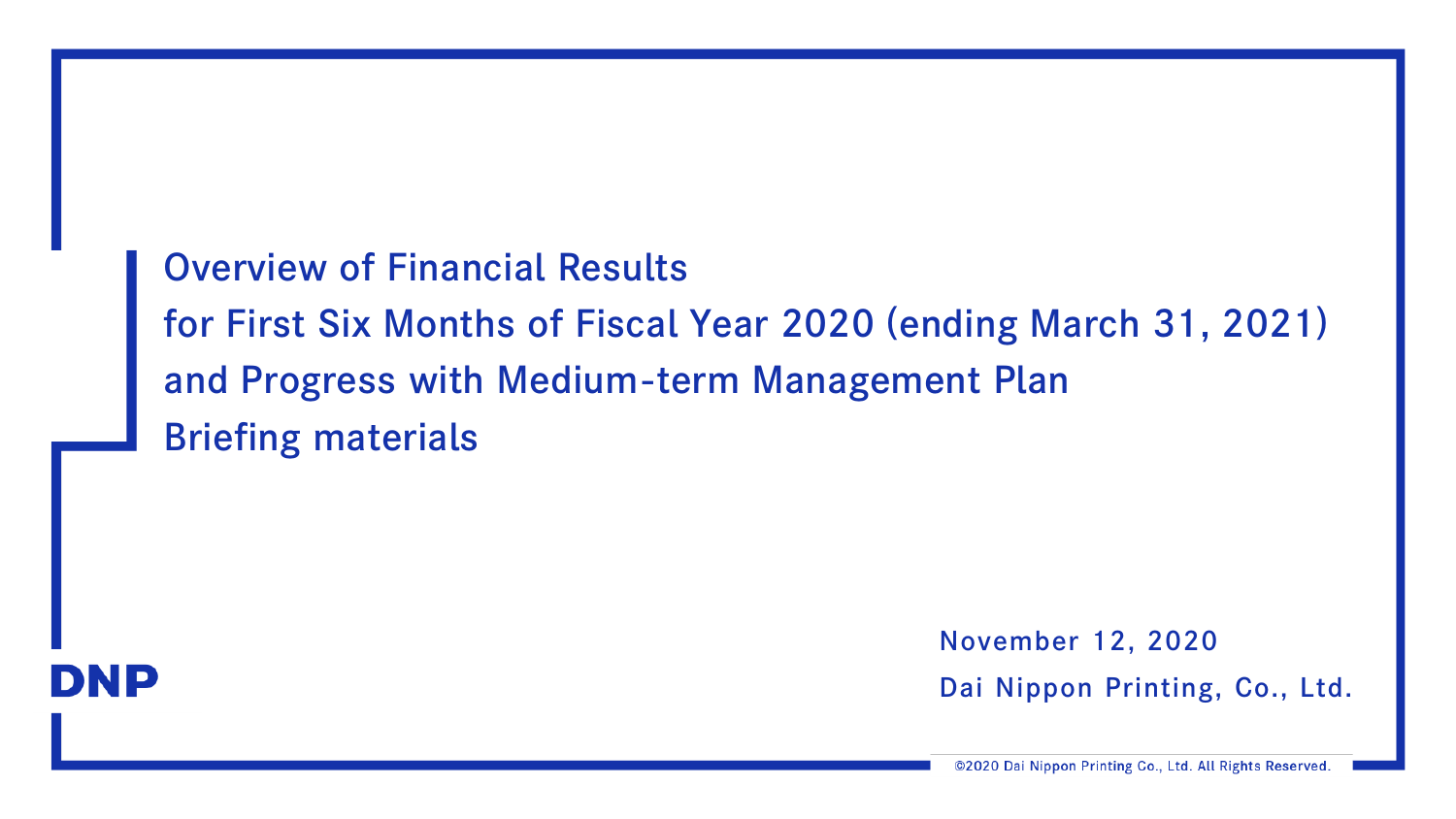# Overview of Financial Results for First Six Months of Fiscal Year 2020 (ending March 31, 2021) and Progress with Medium-term Management Plan Briefing materials

November 12, 2020

Dai Nippon Printing, Co., Ltd.

DNP

©2020 Dai Nippon Printing Co., Ltd. All Rights Reserved.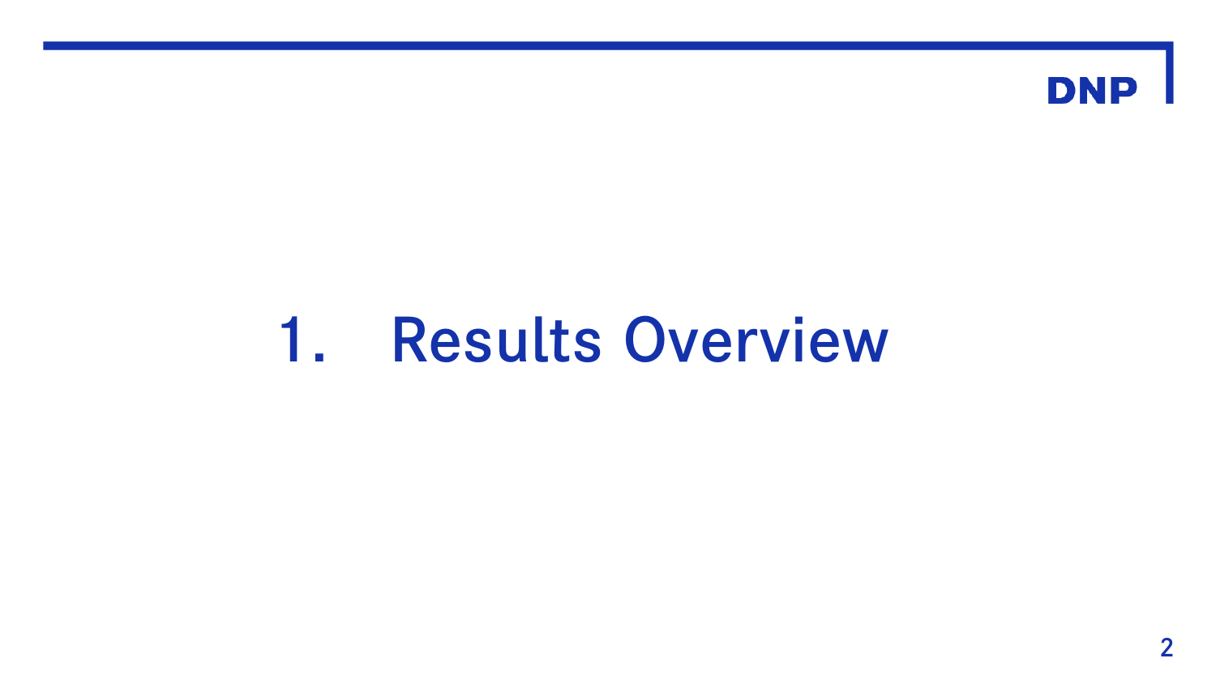# 1. Results Overview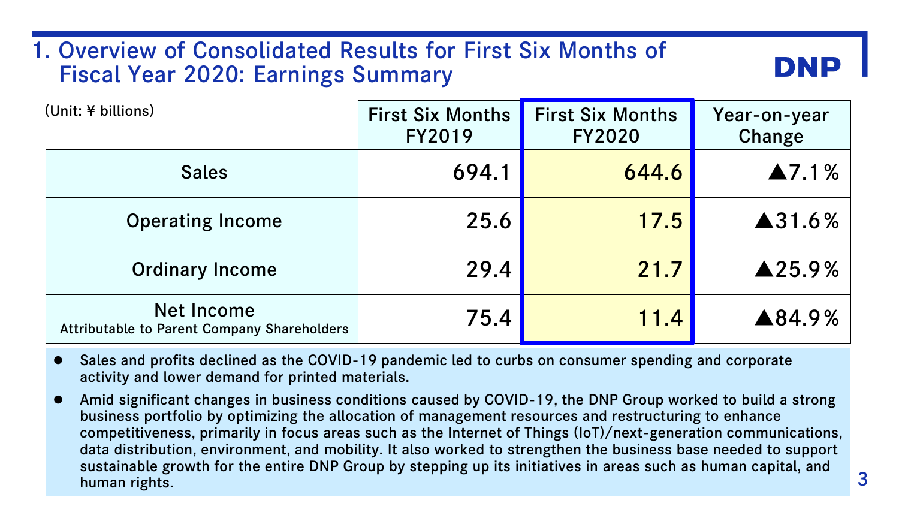# 1. Overview of Consolidated Results for First Six Months of Fiscal Year 2020: Earnings Summary

DNP

(Unit: ¥ billions)

| | First Six Months FY2019 | First Six Months FY2020 | Year-on-year Change |
|---|---|---|---|
| Sales | 694.1 | 644.6 | ▲7.1% |
| Operating Income | 25.6 | 17.5 | ▲31.6% |
| Ordinary Income | 29.4 | 21.7 | ▲25.9% |
| Net Income Attributable to Parent Company Shareholders | 75.4 | 11.4 | ▲84.9% |

- Sales and profits declined as the COVID-19 pandemic led to curbs on consumer spending and corporate activity and lower demand for printed materials.
- Amid significant changes in business conditions caused by COVID-19, the DNP Group worked to build a strong business portfolio by optimizing the allocation of management resources and restructuring to enhance competitiveness, primarily in focus areas such as the Internet of Things (IoT)/next-generation communications, data distribution, environment, and mobility. It also worked to strengthen the business base needed to support sustainable growth for the entire DNP Group by stepping up its initiatives in areas such as human capital, and human rights.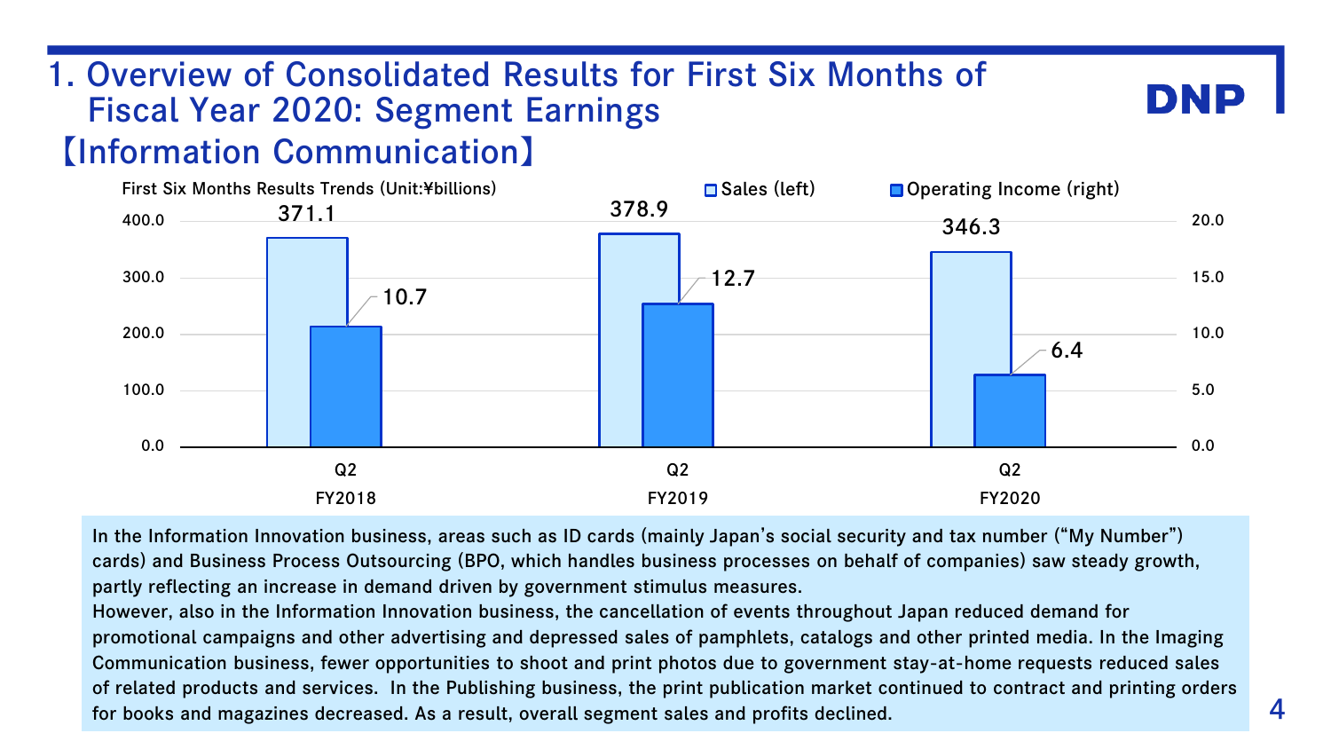# 1. Overview of Consolidated Results for First Six Months of Fiscal Year 2020: Segment Earnings

## 【Information Communication】

First Six Months Results Trends (Unit:¥billions)

| | Sales (left) | Operating Income (right) |
|---|---|---|
| Q2 FY2018 | 371.1 | 10.7 |
| Q2 FY2019 | 378.9 | 12.7 |
| Q2 FY2020 | 346.3 | 6.4 |

In the Information Innovation business, areas such as ID cards (mainly Japan's social security and tax number ("My Number") cards) and Business Process Outsourcing (BPO, which handles business processes on behalf of companies) saw steady growth, partly reflecting an increase in demand driven by government stimulus measures.
However, also in the Information Innovation business, the cancellation of events throughout Japan reduced demand for promotional campaigns and other advertising and depressed sales of pamphlets, catalogs and other printed media. In the Imaging Communication business, fewer opportunities to shoot and print photos due to government stay-at-home requests reduced sales of related products and services. In the Publishing business, the print publication market continued to contract and printing orders for books and magazines decreased. As a result, overall segment sales and profits declined.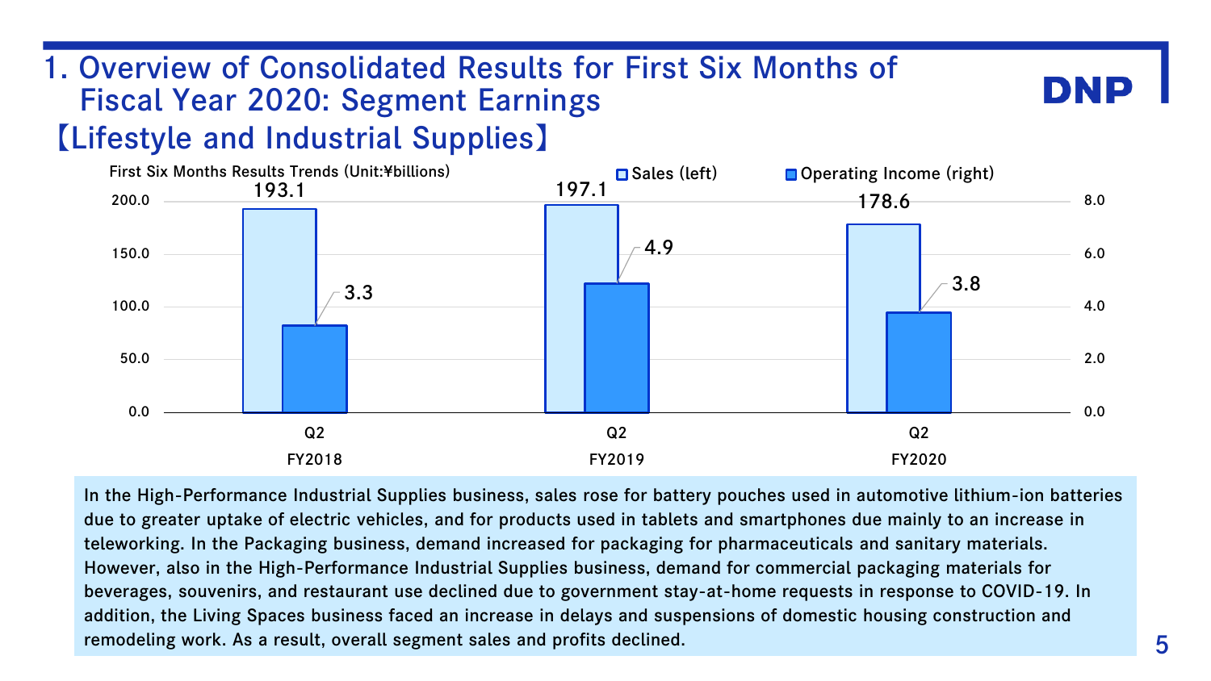# 1. Overview of Consolidated Results for First Six Months of Fiscal Year 2020: Segment Earnings

## 【Lifestyle and Industrial Supplies】

First Six Months Results Trends (Unit:¥billions)

| | Q2 FY2018 | Q2 FY2019 | Q2 FY2020 |
|---|---|---|---|
| Sales (left) | 193.1 | 197.1 | 178.6 |
| Operating Income (right) | 3.3 | 4.9 | 3.8 |

In the High-Performance Industrial Supplies business, sales rose for battery pouches used in automotive lithium-ion batteries due to greater uptake of electric vehicles, and for products used in tablets and smartphones due mainly to an increase in teleworking. In the Packaging business, demand increased for packaging for pharmaceuticals and sanitary materials. However, also in the High-Performance Industrial Supplies business, demand for commercial packaging materials for beverages, souvenirs, and restaurant use declined due to government stay-at-home requests in response to COVID-19. In addition, the Living Spaces business faced an increase in delays and suspensions of domestic housing construction and remodeling work. As a result, overall segment sales and profits declined.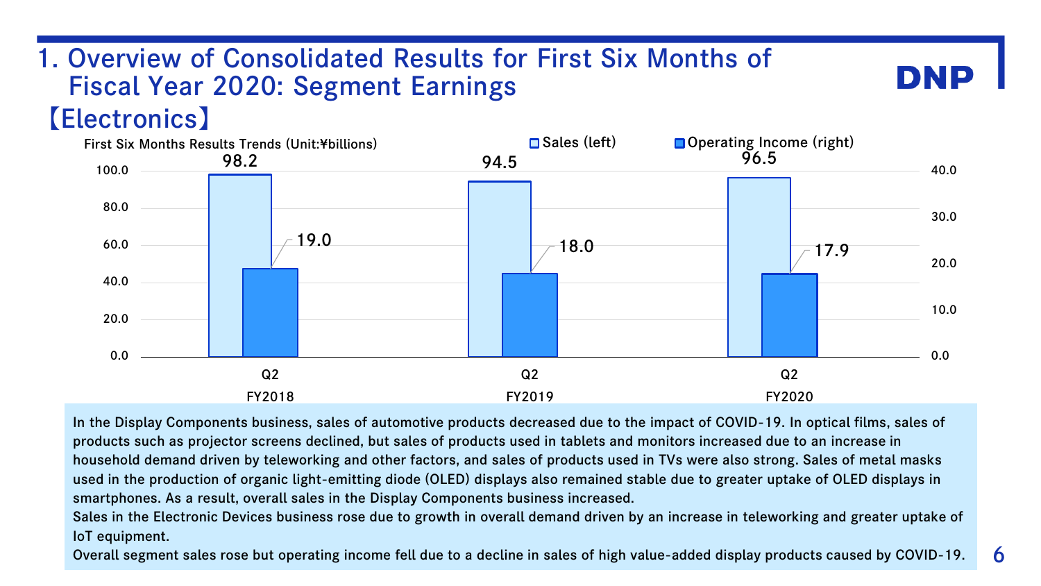# 1. Overview of Consolidated Results for First Six Months of Fiscal Year 2020: Segment Earnings

## 【Electronics】

First Six Months Results Trends (Unit:¥billions)

| | Sales (left) | Operating Income (right) |
|---|---|---|
| Q2 FY2018 | 98.2 | 19.0 |
| Q2 FY2019 | 94.5 | 18.0 |
| Q2 FY2020 | 96.5 | 17.9 |

In the Display Components business, sales of automotive products decreased due to the impact of COVID-19. In optical films, sales of products such as projector screens declined, but sales of products used in tablets and monitors increased due to an increase in household demand driven by teleworking and other factors, and sales of products used in TVs were also strong. Sales of metal masks used in the production of organic light-emitting diode (OLED) displays also remained stable due to greater uptake of OLED displays in smartphones. As a result, overall sales in the Display Components business increased.

Sales in the Electronic Devices business rose due to growth in overall demand driven by an increase in teleworking and greater uptake of IoT equipment.

Overall segment sales rose but operating income fell due to a decline in sales of high value-added display products caused by COVID-19.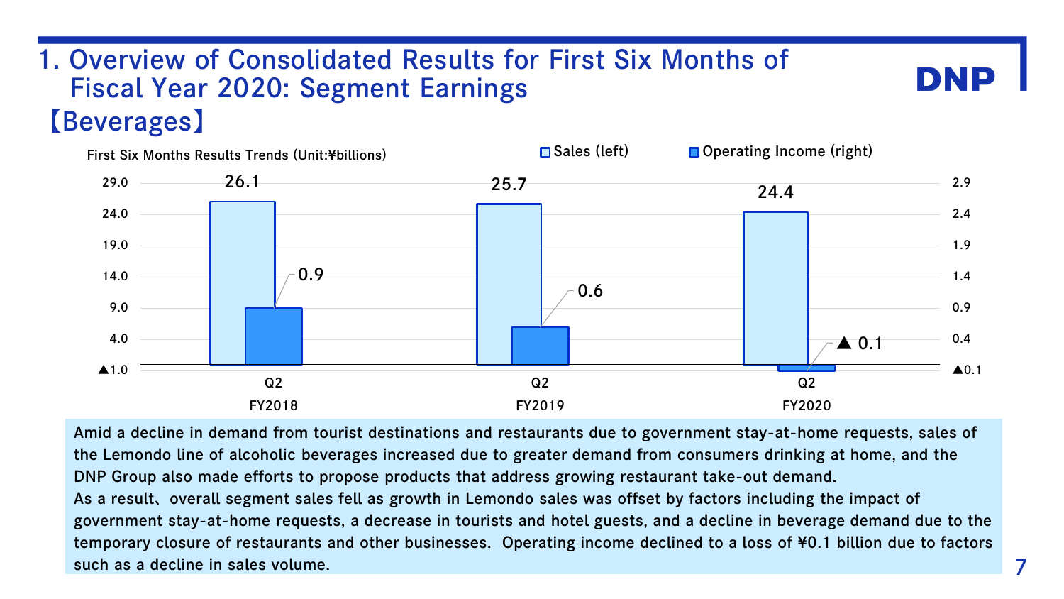# 1. Overview of Consolidated Results for First Six Months of Fiscal Year 2020: Segment Earnings

## 【Beverages】

First Six Months Results Trends (Unit:¥billions)

| | Q2 FY2018 | Q2 FY2019 | Q2 FY2020 |
|---|---|---|---|
| Sales (left) | 26.1 | 25.7 | 24.4 |
| Operating Income (right) | 0.9 | 0.6 | ▲ 0.1 |

Amid a decline in demand from tourist destinations and restaurants due to government stay-at-home requests, sales of the Lemondo line of alcoholic beverages increased due to greater demand from consumers drinking at home, and the DNP Group also made efforts to propose products that address growing restaurant take-out demand.
As a result、overall segment sales fell as growth in Lemondo sales was offset by factors including the impact of government stay-at-home requests, a decrease in tourists and hotel guests, and a decline in beverage demand due to the temporary closure of restaurants and other businesses. Operating income declined to a loss of ¥0.1 billion due to factors such as a decline in sales volume.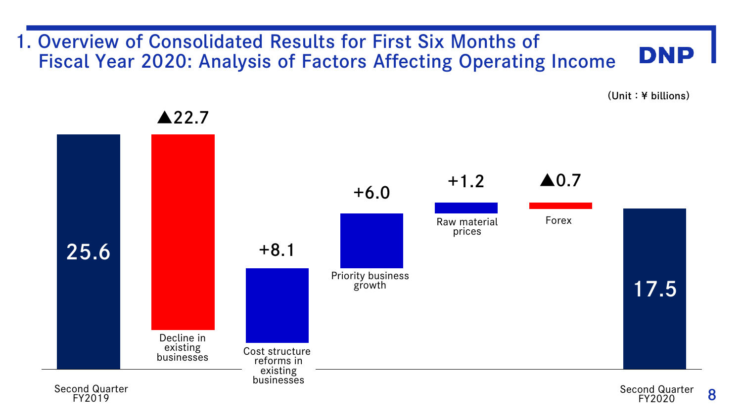# 1. Overview of Consolidated Results for First Six Months of Fiscal Year 2020: Analysis of Factors Affecting Operating Income

(Unit：¥ billions)

| Item | Amount |
|---|---|
| Second Quarter FY2019 | 25.6 |
| Decline in existing businesses | ▲22.7 |
| Cost structure reforms in existing businesses | +8.1 |
| Priority business growth | +6.0 |
| Raw material prices | +1.2 |
| Forex | ▲0.7 |
| Second Quarter FY2020 | 17.5 |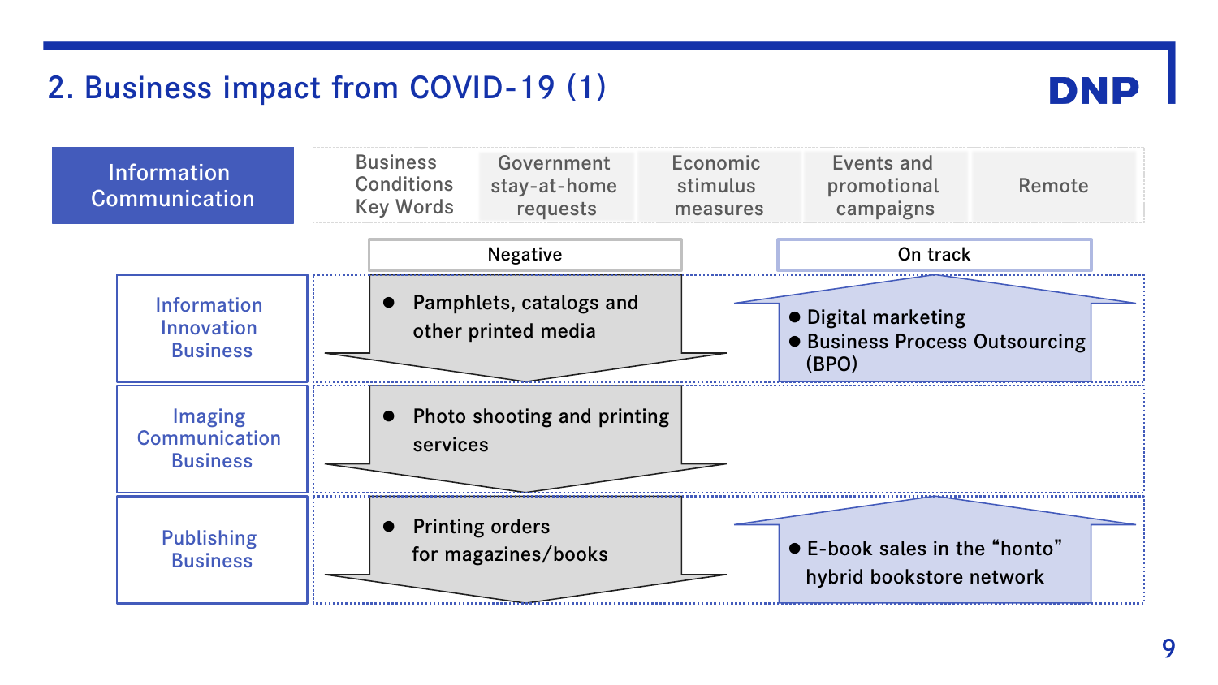## 2. Business impact from COVID-19 (1)

**Information Communication**

| Business Conditions Key Words | Government stay-at-home requests | Economic stimulus measures | Events and promotional campaigns | Remote |
|---|---|---|---|---|

| | Negative | On track |
|---|---|---|
| Information Innovation Business | ● Pamphlets, catalogs and other printed media | ● Digital marketing<br>● Business Process Outsourcing (BPO) |
| Imaging Communication Business | ● Photo shooting and printing services | |
| Publishing Business | ● Printing orders for magazines/books | ● E-book sales in the "honto" hybrid bookstore network |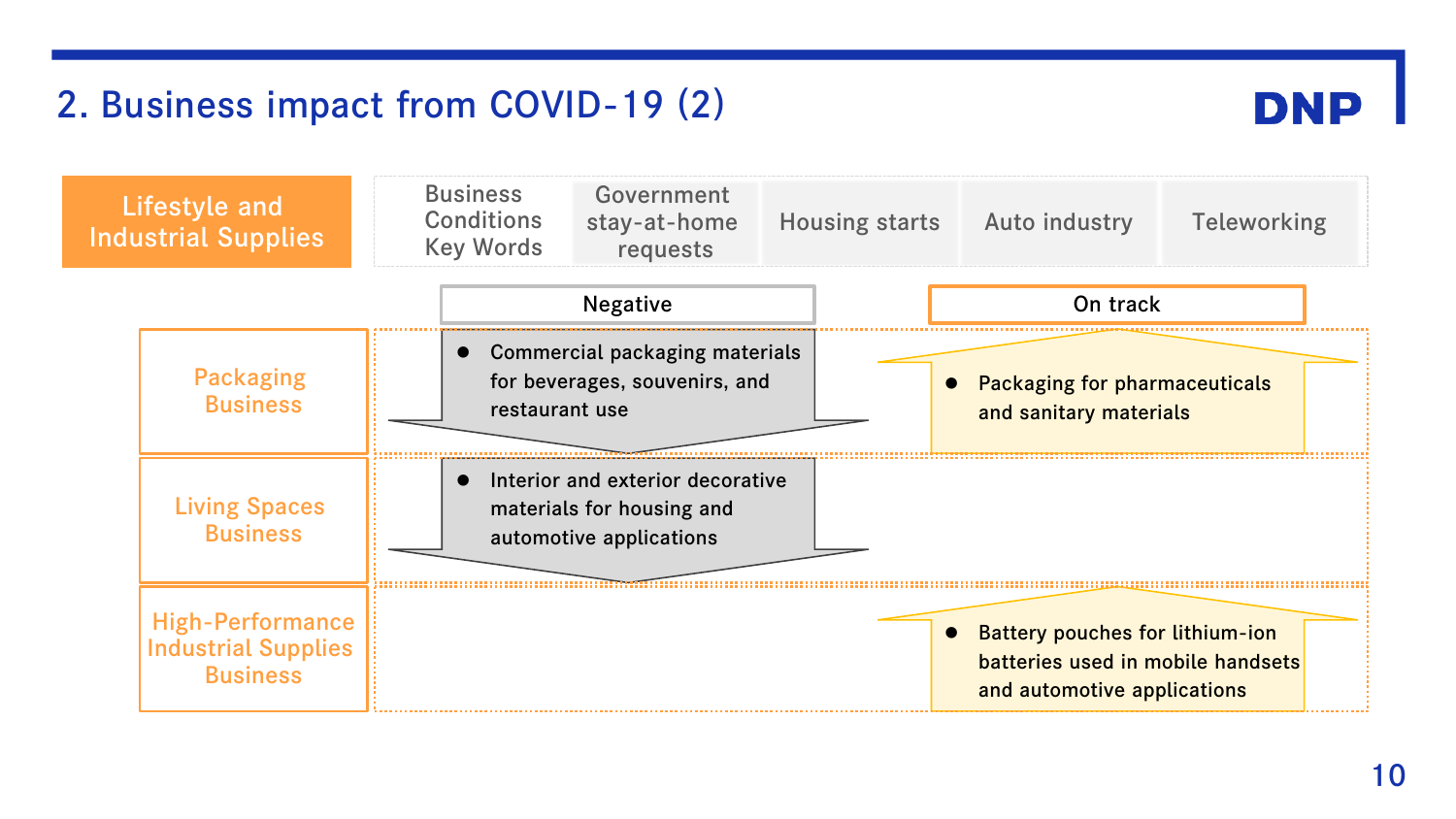## 2. Business impact from COVID-19 (2)

**Lifestyle and Industrial Supplies**

| Business Conditions Key Words | Government stay-at-home requests | Housing starts | Auto industry | Teleworking |
|---|---|---|---|---|

| | Negative | On track |
|---|---|---|
| Packaging Business | Commercial packaging materials for beverages, souvenirs, and restaurant use | Packaging for pharmaceuticals and sanitary materials |
| Living Spaces Business | Interior and exterior decorative materials for housing and automotive applications | |
| High-Performance Industrial Supplies Business | | Battery pouches for lithium-ion batteries used in mobile handsets and automotive applications |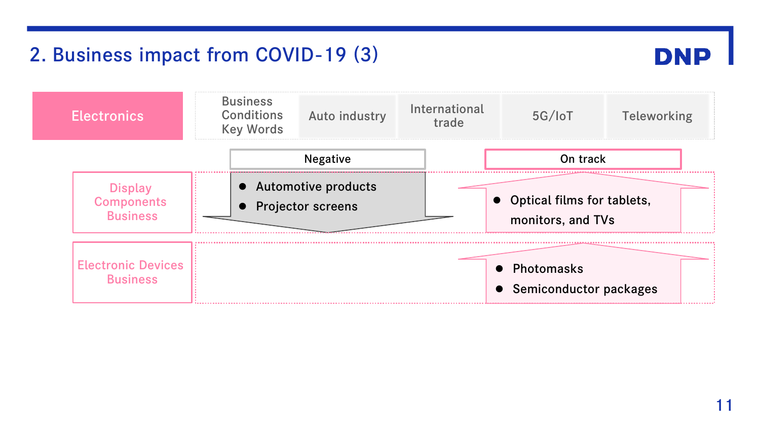## 2. Business impact from COVID-19 (3)

**Electronics**

| Business Conditions Key Words | Auto industry | International trade | 5G/IoT | Teleworking |
|---|---|---|---|---|

| | Negative | On track |
|---|---|---|
| Display Components Business | Automotive products<br>Projector screens | Optical films for tablets, monitors, and TVs |
| Electronic Devices Business | | Photomasks<br>Semiconductor packages |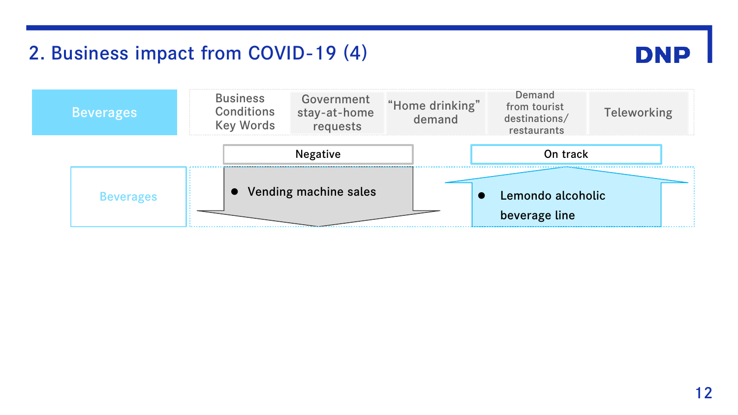## 2. Business impact from COVID-19 (4)

**Beverages**

| Business Conditions Key Words | Government stay-at-home requests | "Home drinking" demand | Demand from tourist destinations/ restaurants | Teleworking |
|---|---|---|---|---|

**Beverages**

**Negative**

- Vending machine sales

**On track**

- Lemondo alcoholic beverage line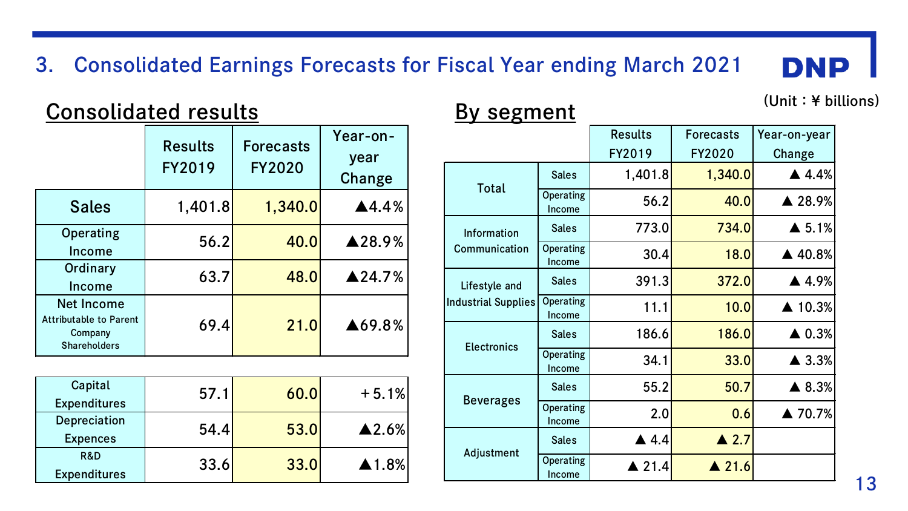## 3. Consolidated Earnings Forecasts for Fiscal Year ending March 2021

(Unit：¥ billions)

### Consolidated results

| | Results FY2019 | Forecasts FY2020 | Year-on-year Change |
|---|---|---|---|
| Sales | 1,401.8 | 1,340.0 | ▲4.4% |
| Operating Income | 56.2 | 40.0 | ▲28.9% |
| Ordinary Income | 63.7 | 48.0 | ▲24.7% |
| Net Income Attributable to Parent Company Shareholders | 69.4 | 21.0 | ▲69.8% |

| | Results FY2019 | Forecasts FY2020 | Year-on-year Change |
|---|---|---|---|
| Capital Expenditures | 57.1 | 60.0 | ＋5.1% |
| Depreciation Expences | 54.4 | 53.0 | ▲2.6% |
| R&D Expenditures | 33.6 | 33.0 | ▲1.8% |

### By segment

| | | Results FY2019 | Forecasts FY2020 | Year-on-year Change |
|---|---|---|---|---|
| Total | Sales | 1,401.8 | 1,340.0 | ▲ 4.4% |
| | Operating Income | 56.2 | 40.0 | ▲ 28.9% |
| Information Communication | Sales | 773.0 | 734.0 | ▲ 5.1% |
| | Operating Income | 30.4 | 18.0 | ▲ 40.8% |
| Lifestyle and Industrial Supplies | Sales | 391.3 | 372.0 | ▲ 4.9% |
| | Operating Income | 11.1 | 10.0 | ▲ 10.3% |
| Electronics | Sales | 186.6 | 186.0 | ▲ 0.3% |
| | Operating Income | 34.1 | 33.0 | ▲ 3.3% |
| Beverages | Sales | 55.2 | 50.7 | ▲ 8.3% |
| | Operating Income | 2.0 | 0.6 | ▲ 70.7% |
| Adjustment | Sales | ▲ 4.4 | ▲ 2.7 | |
| | Operating Income | ▲ 21.4 | ▲ 21.6 | |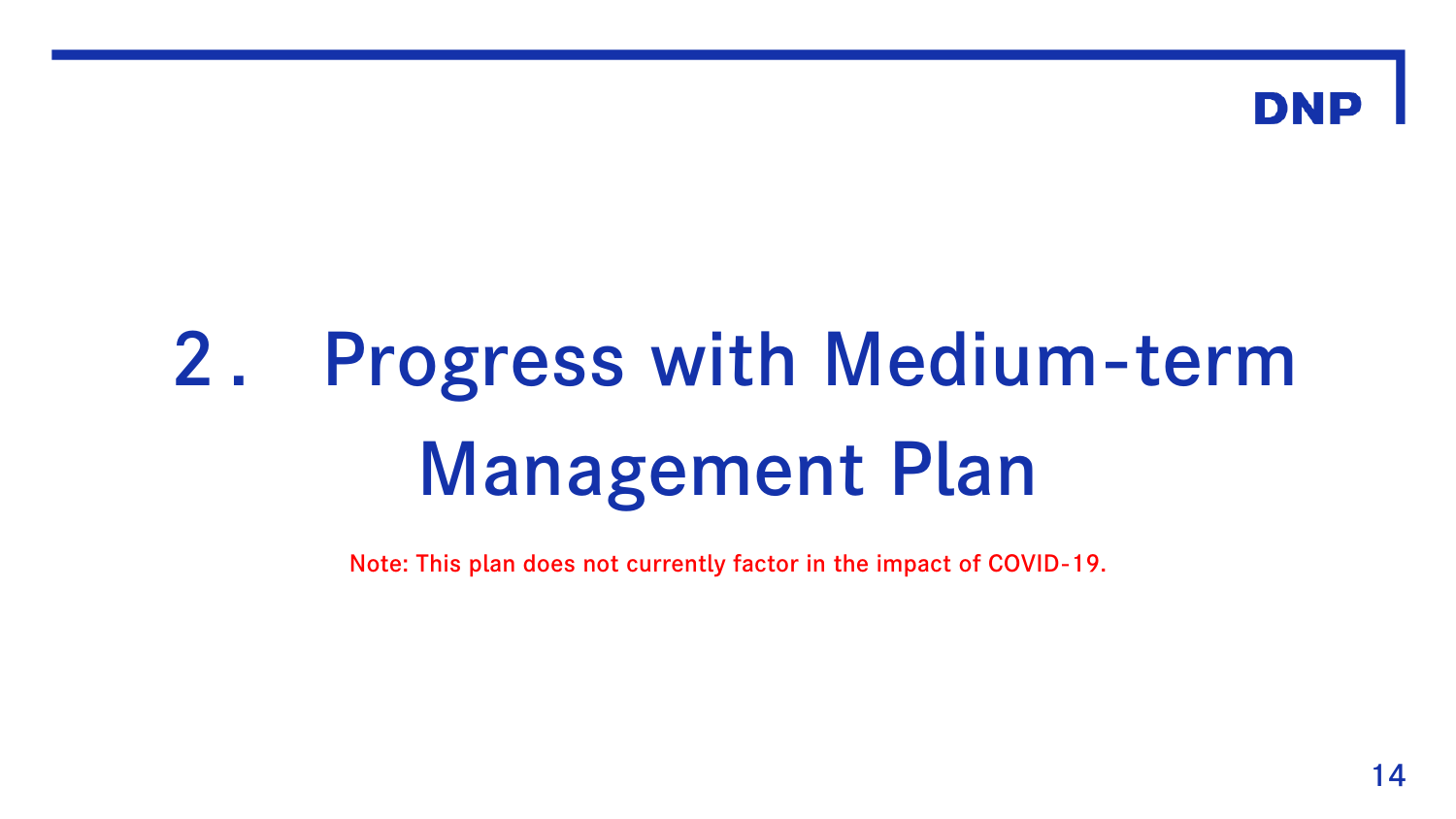# 2. Progress with Medium-term Management Plan

Note: This plan does not currently factor in the impact of COVID-19.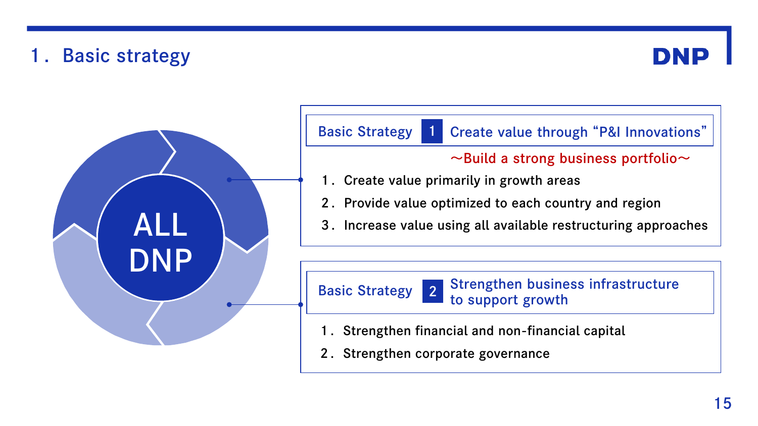# 1. Basic strategy

ALL DNP

## Basic Strategy 1 Create value through “P&I Innovations”

～Build a strong business portfolio～

1. Create value primarily in growth areas
2. Provide value optimized to each country and region
3. Increase value using all available restructuring approaches

## Basic Strategy 2 Strengthen business infrastructure to support growth

1. Strengthen financial and non-financial capital
2. Strengthen corporate governance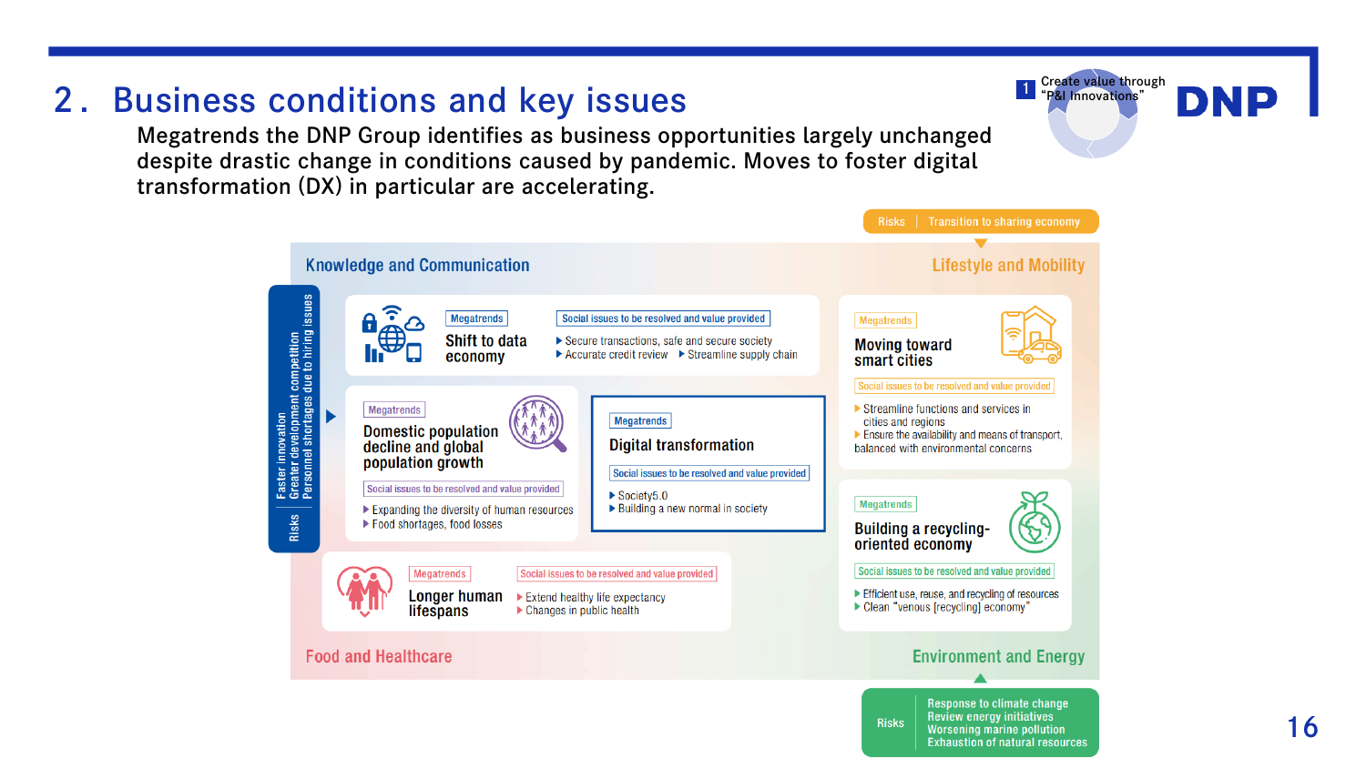# 2. Business conditions and key issues

Megatrends the DNP Group identifies as business opportunities largely unchanged despite drastic change in conditions caused by pandemic. Moves to foster digital transformation (DX) in particular are accelerating.

1 Create value through "P&I Innovations"

**Risks** | Transition to sharing economy

## Knowledge and Communication

**Megatrends**: Shift to data economy

**Social issues to be resolved and value provided**
- Secure transactions, safe and secure society
- Accurate credit review
- Streamline supply chain

**Megatrends**: Domestic population decline and global population growth

**Social issues to be resolved and value provided**
- Expanding the diversity of human resources
- Food shortages, food losses

**Megatrends**: Digital transformation

**Social issues to be resolved and value provided**
- Society5.0
- Building a new normal in society

**Risks**
- Faster innovation
- Greater development competition
- Personnel shortages due to hiring issues

## Lifestyle and Mobility

**Megatrends**: Moving toward smart cities

**Social issues to be resolved and value provided**
- Streamline functions and services in cities and regions
- Ensure the availability and means of transport, balanced with environmental concerns

## Food and Healthcare

**Megatrends**: Longer human lifespans

**Social issues to be resolved and value provided**
- Extend healthy life expectancy
- Changes in public health

## Environment and Energy

**Megatrends**: Building a recycling-oriented economy

**Social issues to be resolved and value provided**
- Efficient use, reuse, and recycling of resources
- Clean "venous [recycling] economy"

**Risks**
- Response to climate change
- Review energy initiatives
- Worsening marine pollution
- Exhaustion of natural resources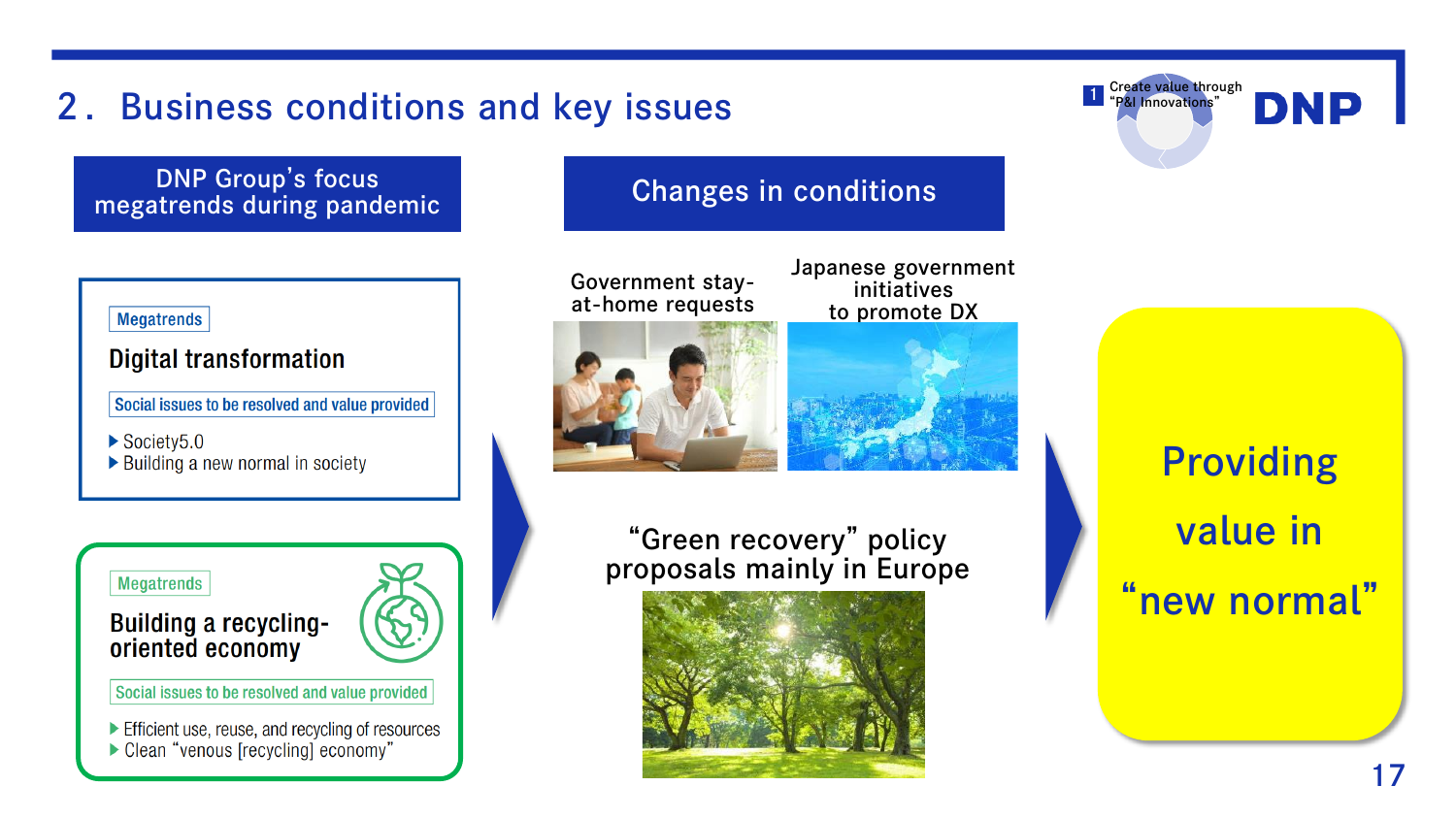# 2. Business conditions and key issues

## DNP Group's focus megatrends during pandemic

**Megatrends**

### Digital transformation

**Social issues to be resolved and value provided**

- Society5.0
- Building a new normal in society

**Megatrends**

### Building a recycling-oriented economy

**Social issues to be resolved and value provided**

- Efficient use, reuse, and recycling of resources
- Clean "venous [recycling] economy"

## Changes in conditions

Government stay-at-home requests

Japanese government initiatives to promote DX

"Green recovery" policy proposals mainly in Europe

## Providing value in "new normal"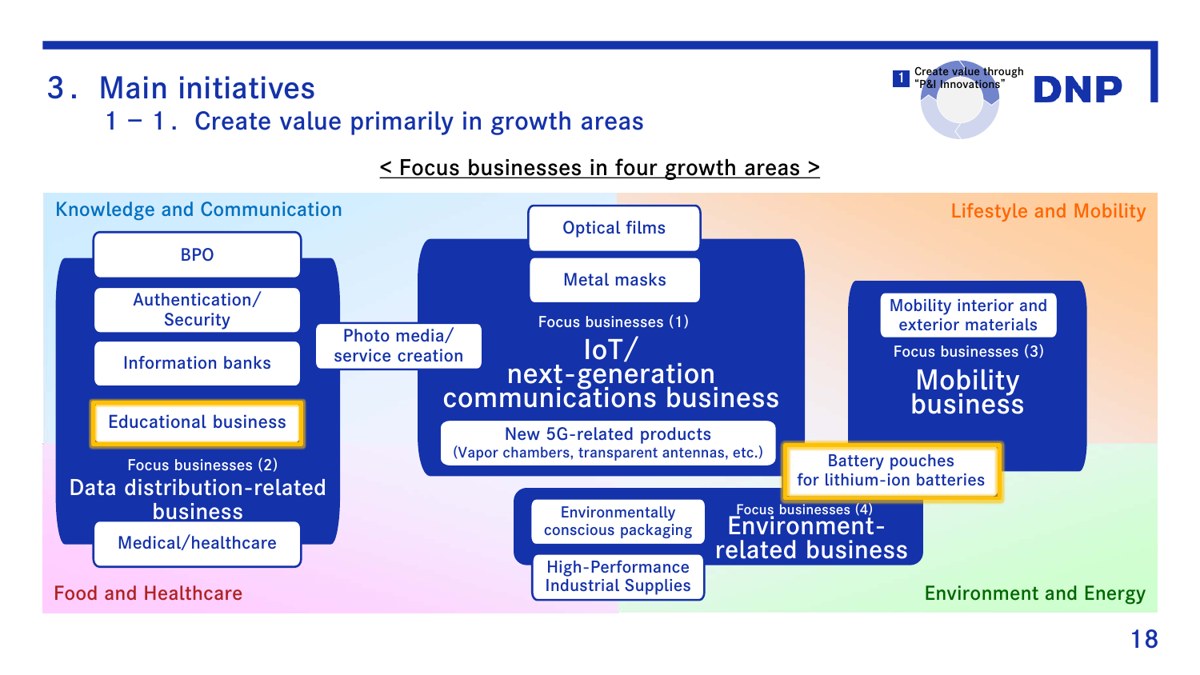## 3. Main initiatives

### 1 – 1. Create value primarily in growth areas

Create value through "P&I Innovations"

DNP

< Focus businesses in four growth areas >

**Knowledge and Communication**

- BPO
- Authentication/ Security
- Information banks
- Educational business
- Photo media/ service creation

Focus businesses (2)
**Data distribution-related business**

- Medical/healthcare

**Food and Healthcare**

- Optical films
- Metal masks

Focus businesses (1)
**IoT/ next-generation communications business**

- New 5G-related products (Vapor chambers, transparent antennas, etc.)

**Lifestyle and Mobility**

- Mobility interior and exterior materials

Focus businesses (3)
**Mobility business**

- Battery pouches for lithium-ion batteries

Focus businesses (4)
**Environment-related business**

- Environmentally conscious packaging
- High-Performance Industrial Supplies

**Environment and Energy**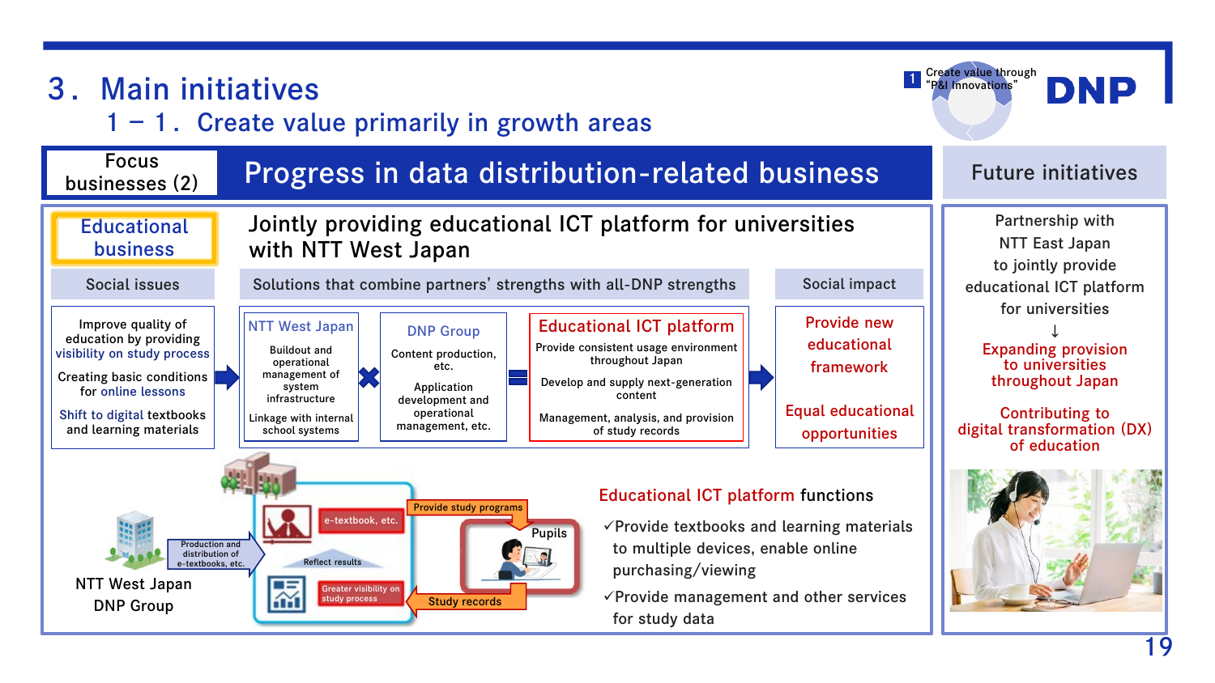# 3. Main initiatives

## 1－1. Create value primarily in growth areas

Create value through "P&I Innovations"

**Focus businesses (2)** — Progress in data distribution-related business

### Educational business

**Jointly providing educational ICT platform for universities with NTT West Japan**

**Social issues**

- Improve quality of education by providing visibility on study process
- Creating basic conditions for online lessons
- Shift to digital textbooks and learning materials

**Solutions that combine partners' strengths with all-DNP strengths**

- **NTT West Japan**: Buildout and operational management of system infrastructure; Linkage with internal school systems
- ✖ **DNP Group**: Content production, etc.; Application development and operational management, etc.
- ＝ **Educational ICT platform**: Provide consistent usage environment throughout Japan; Develop and supply next-generation content; Management, analysis, and provision of study records

**Social impact**

- Provide new educational framework
- Equal educational opportunities

NTT West Japan / DNP Group → Production and distribution of e-textbooks, etc. → e-textbook, etc. / Reflect results / Greater visibility on study process → Provide study programs → Pupils → Study records

**Educational ICT platform functions**

- ✓Provide textbooks and learning materials to multiple devices, enable online purchasing/viewing
- ✓Provide management and other services for study data

### Future initiatives

Partnership with NTT East Japan to jointly provide educational ICT platform for universities

↓

Expanding provision to universities throughout Japan

Contributing to digital transformation (DX) of education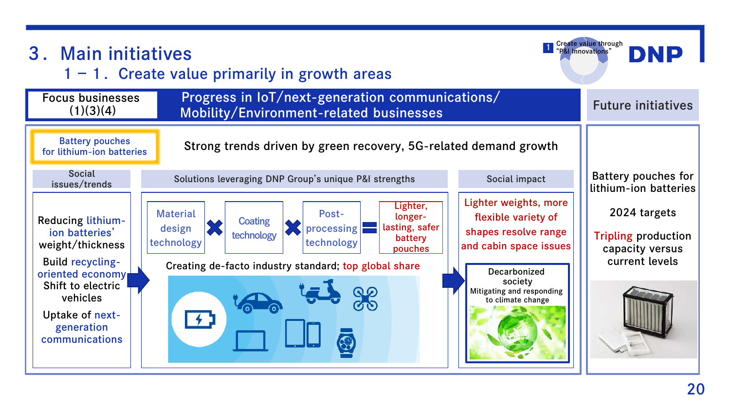# 3. Main initiatives

## 1 – 1. Create value primarily in growth areas

1 Create value through "P&I Innovations"

DNP

**Focus businesses (1)(3)(4)** — Progress in IoT/next-generation communications/ Mobility/Environment-related businesses

**Battery pouches for lithium-ion batteries**

Strong trends driven by green recovery, 5G-related demand growth

### Social issues/trends

Reducing lithium-ion batteries' weight/thickness

Build recycling-oriented economy
Shift to electric vehicles

Uptake of next-generation communications

### Solutions leveraging DNP Group's unique P&I strengths

Material design technology × Coating technology × Post-processing technology = Lighter, longer-lasting, safer battery pouches

Creating de-facto industry standard; top global share

### Social impact

Lighter weights, more flexible variety of shapes resolve range and cabin space issues

Decarbonized society
Mitigating and responding to climate change

### Future initiatives

Battery pouches for lithium-ion batteries

2024 targets

Tripling production capacity versus current levels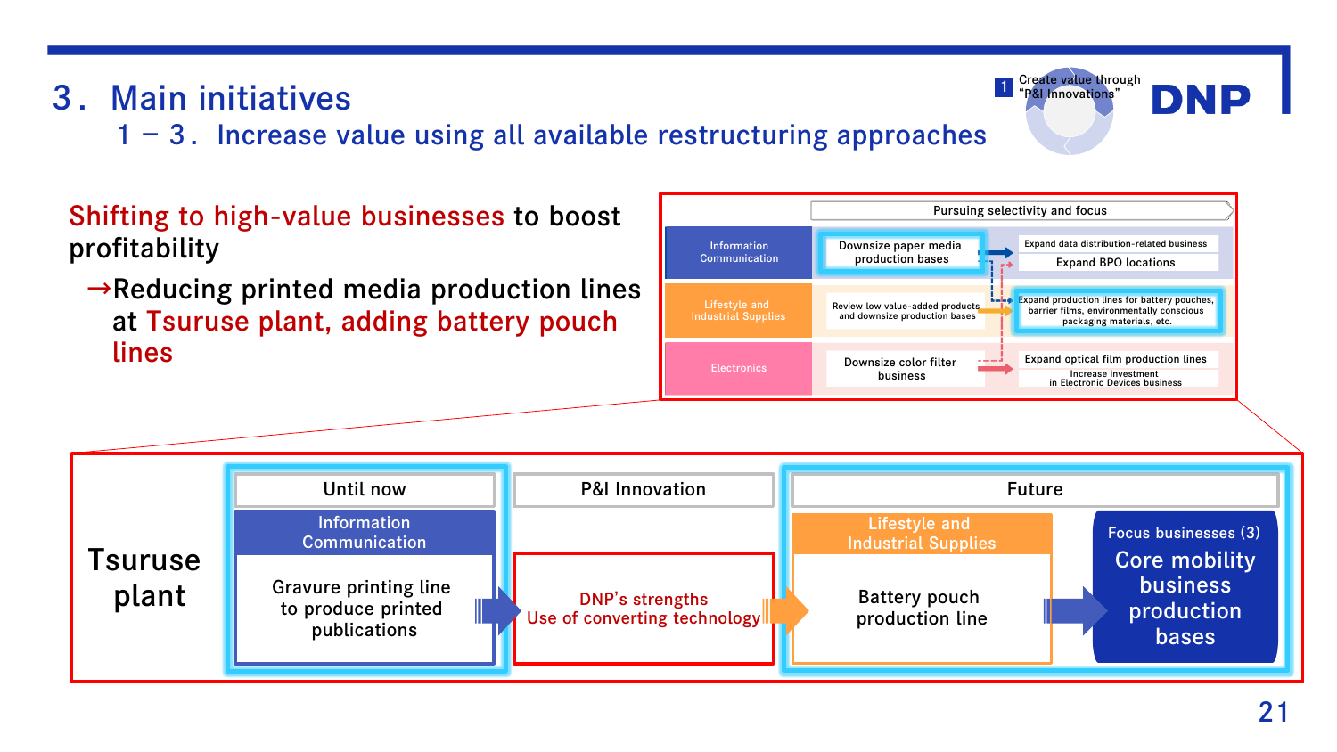# 3. Main initiatives

## 1 − 3. Increase value using all available restructuring approaches

1 Create value through "P&I Innovations"

**Shifting to high-value businesses to boost profitability**

→Reducing printed media production lines at Tsuruse plant, adding battery pouch lines

| | Pursuing selectivity and focus | |
|---|---|---|
| Information Communication | Downsize paper media production bases | Expand data distribution-related business / Expand BPO locations |
| Lifestyle and Industrial Supplies | Review low value-added products and downsize production bases | Expand production lines for battery pouches, barrier films, environmentally conscious packaging materials, etc. |
| Electronics | Downsize color filter business | Expand optical film production lines / Increase investment in Electronic Devices business |

**Tsuruse plant**

| Until now | P&I Innovation | Future | |
|---|---|---|---|
| Information Communication: Gravure printing line to produce printed publications | DNP's strengths: Use of converting technology | Lifestyle and Industrial Supplies: Battery pouch production line | Focus businesses (3): Core mobility business production bases |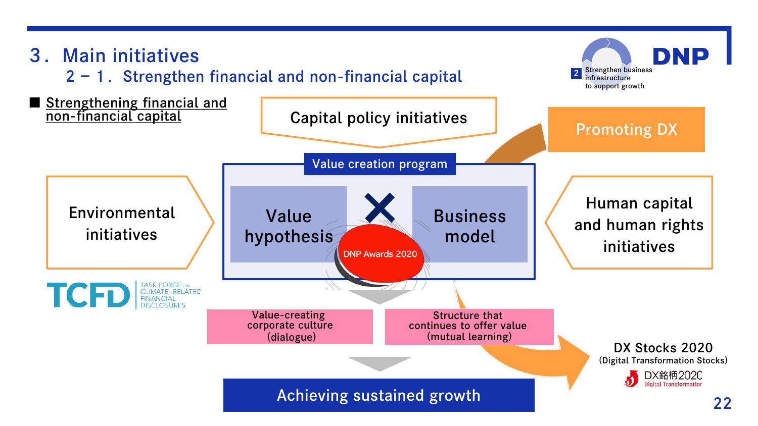# 3． Main initiatives

## 2 － 1． Strengthen financial and non-financial capital

2 Strengthen business infrastructure to support growth

DNP

■ Strengthening financial and non-financial capital

Capital policy initiatives

Promoting DX

Value creation program

Value hypothesis × Business model

DNP Awards 2020

Environmental initiatives

TCFD TASK FORCE ON CLIMATE-RELATED FINANCIAL DISCLOSURES

Human capital and human rights initiatives

Value-creating corporate culture (dialogue)

Structure that continues to offer value (mutual learning)

Achieving sustained growth

DX Stocks 2020 (Digital Transformation Stocks)

DX銘柄2020 Digital Transformation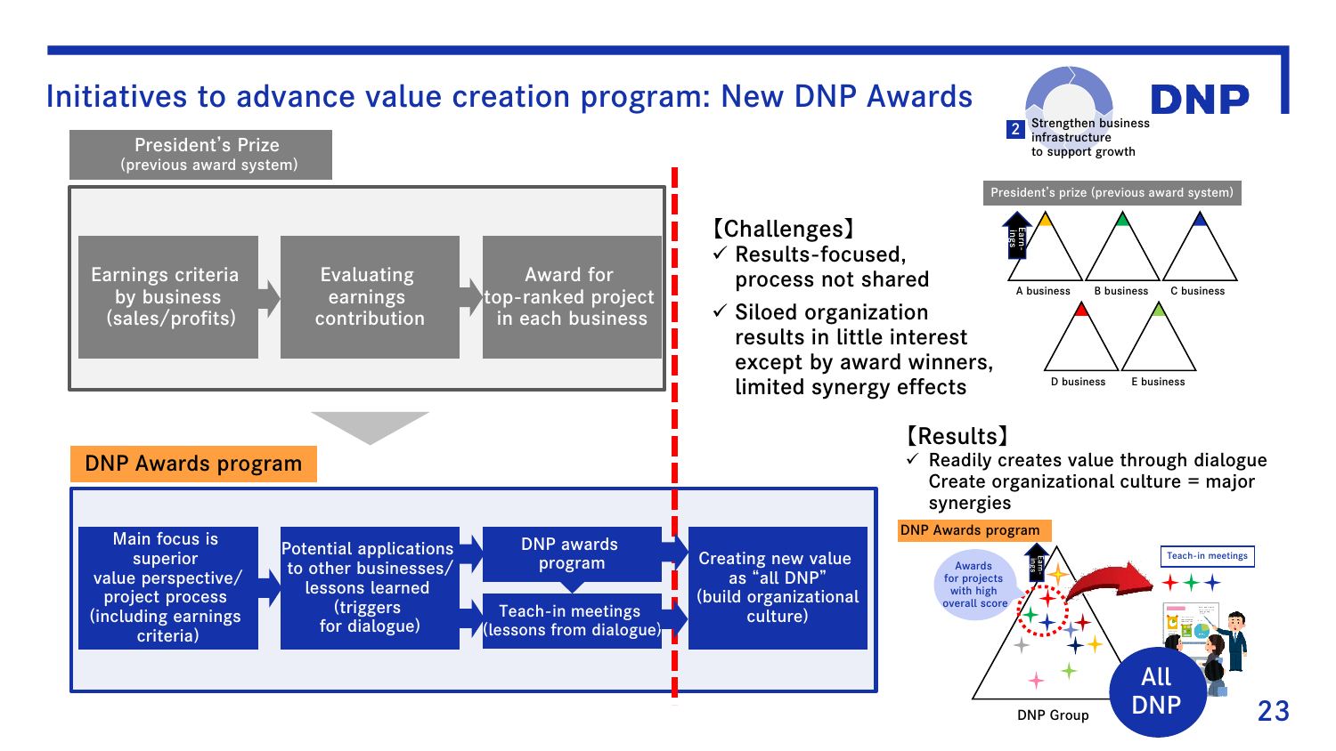# Initiatives to advance value creation program: New DNP Awards

2 Strengthen business infrastructure to support growth

## President's Prize (previous award system)

Earnings criteria by business (sales/profits) → Evaluating earnings contribution → Award for top-ranked project in each business

**【Challenges】**

- ✓ Results-focused, process not shared
- ✓ Siloed organization results in little interest except by award winners, limited synergy effects

President's prize (previous award system)

Earnings

A business, B business, C business, D business, E business

## DNP Awards program

Main focus is superior value perspective/ project process (including earnings criteria) → Potential applications to other businesses/ lessons learned (triggers for dialogue) → DNP awards program / Teach-in meetings (lessons from dialogue) → Creating new value as "all DNP" (build organizational culture)

**【Results】**

- ✓ Readily creates value through dialogue
  Create organizational culture = major synergies

DNP Awards program

Awards for projects with high overall score

Earnings

Teach-in meetings

DNP Group

All DNP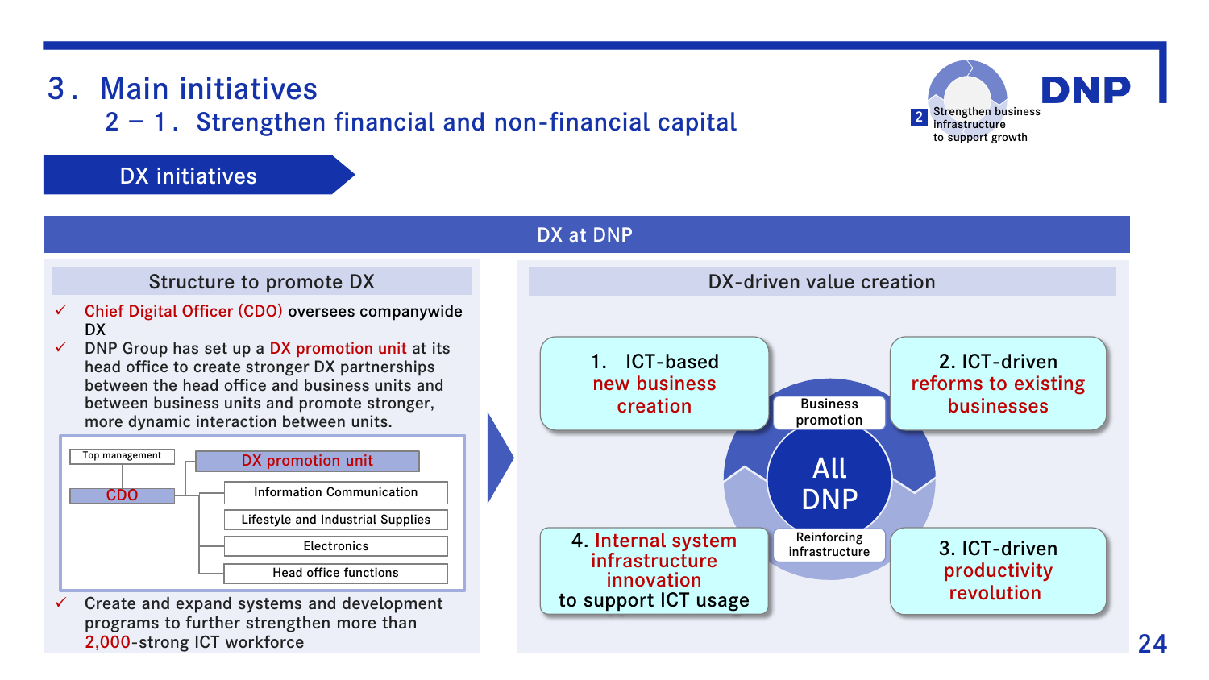# 3. Main initiatives

## 2－1. Strengthen financial and non-financial capital

2 Strengthen business infrastructure to support growth

### DX initiatives

## DX at DNP

### Structure to promote DX

- ✓ Chief Digital Officer (CDO) oversees companywide DX
- ✓ DNP Group has set up a DX promotion unit at its head office to create stronger DX partnerships between the head office and business units and between business units and promote stronger, more dynamic interaction between units.

Top management
- CDO
  - DX promotion unit
  - Information Communication
  - Lifestyle and Industrial Supplies
  - Electronics
  - Head office functions

- ✓ Create and expand systems and development programs to further strengthen more than 2,000-strong ICT workforce

### DX-driven value creation

**All DNP**

Business promotion:
1. ICT-based new business creation
2. ICT-driven reforms to existing businesses

Reinforcing infrastructure:

3. ICT-driven productivity revolution
4. Internal system infrastructure innovation to support ICT usage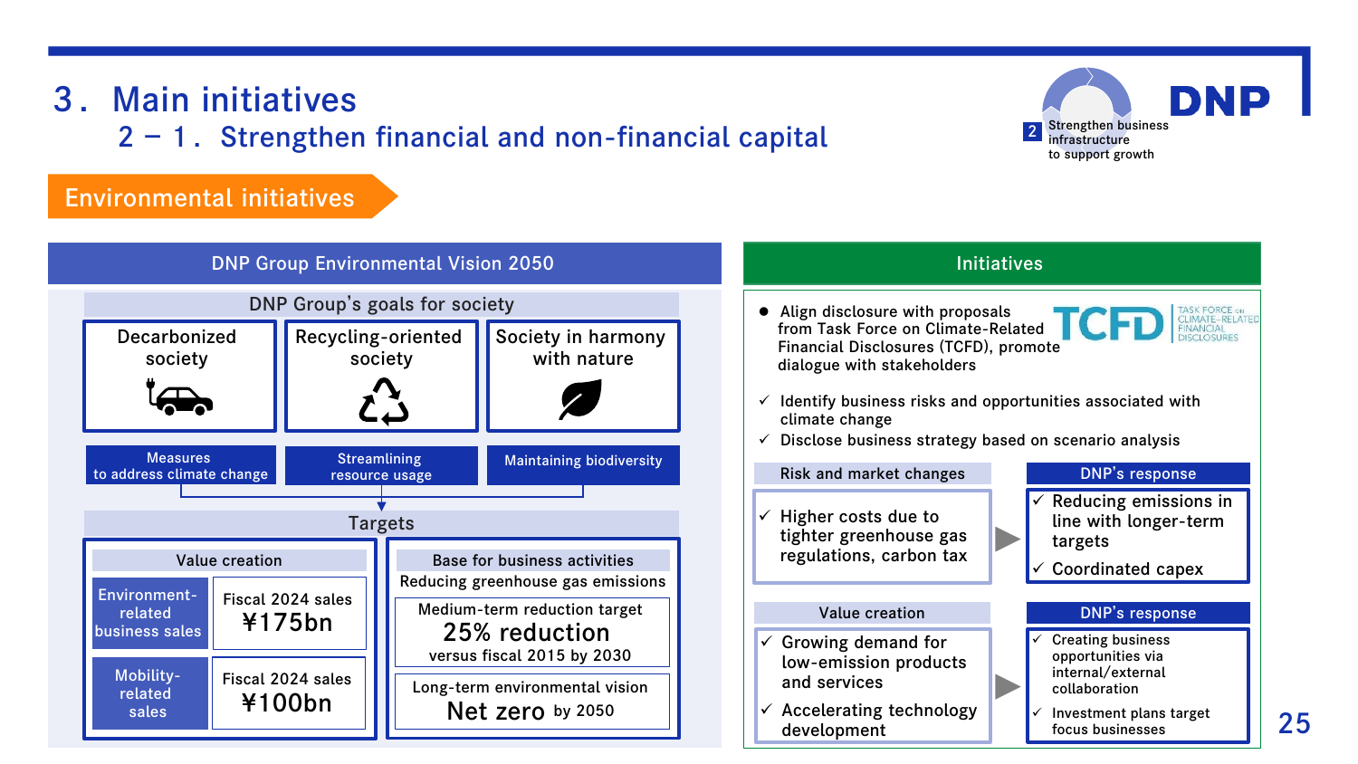# 3. Main initiatives

## 2 – 1. Strengthen financial and non-financial capital

2 Strengthen business infrastructure to support growth

### Environmental initiatives

#### DNP Group Environmental Vision 2050

**DNP Group's goals for society**

| Decarbonized society | Recycling-oriented society | Society in harmony with nature |
|---|---|---|
| Measures to address climate change | Streamlining resource usage | Maintaining biodiversity |

**Targets**

**Value creation**

| | |
|---|---|
| Environment-related business sales | Fiscal 2024 sales ¥175bn |
| Mobility-related sales | Fiscal 2024 sales ¥100bn |

**Base for business activities**

Reducing greenhouse gas emissions

- Medium-term reduction target: 25% reduction versus fiscal 2015 by 2030
- Long-term environmental vision: Net zero by 2050

#### Initiatives

- Align disclosure with proposals from Task Force on Climate-Related Financial Disclosures (TCFD), promote dialogue with stakeholders

TCFD TASK FORCE ON CLIMATE-RELATED FINANCIAL DISCLOSURES

✓ Identify business risks and opportunities associated with climate change
✓ Disclose business strategy based on scenario analysis

| Risk and market changes | DNP's response |
|---|---|
| ✓ Higher costs due to tighter greenhouse gas regulations, carbon tax | ✓ Reducing emissions in line with longer-term targets<br>✓ Coordinated capex |

| Value creation | DNP's response |
|---|---|
| ✓ Growing demand for low-emission products and services<br>✓ Accelerating technology development | ✓ Creating business opportunities via internal/external collaboration<br>✓ Investment plans target focus businesses |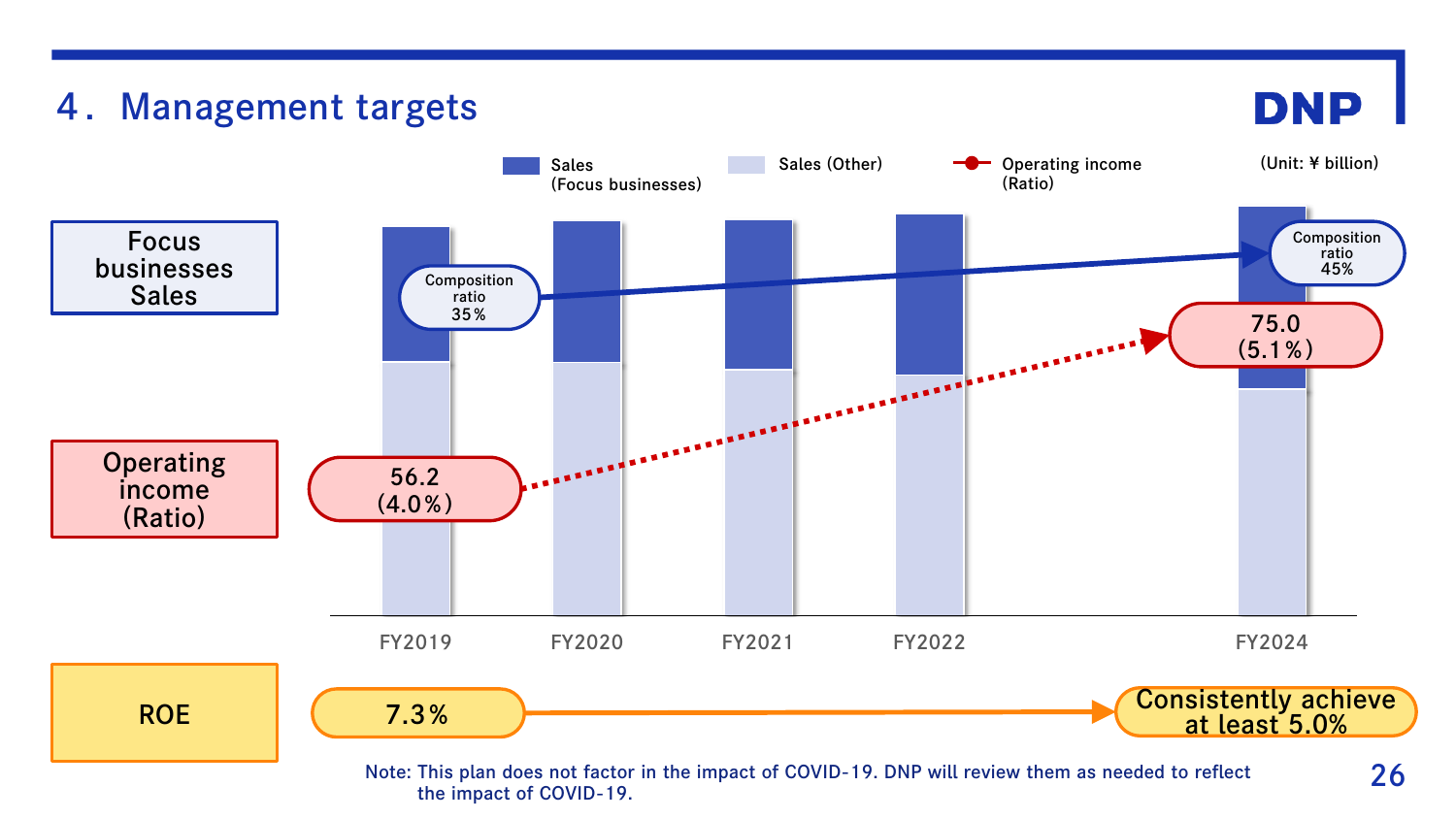# 4. Management targets

(Unit: ¥ billion)

Legend: Sales (Focus businesses) / Sales (Other) / Operating income (Ratio)

| | FY2019 | FY2024 |
| --- | --- | --- |
| Focus businesses Sales | Composition ratio 35% | Composition ratio 45% |
| Operating income (Ratio) | 56.2 (4.0%) | 75.0 (5.1%) |
| ROE | 7.3% | Consistently achieve at least 5.0% |

FY2019 FY2020 FY2021 FY2022 FY2024

Note: This plan does not factor in the impact of COVID-19. DNP will review them as needed to reflect the impact of COVID-19.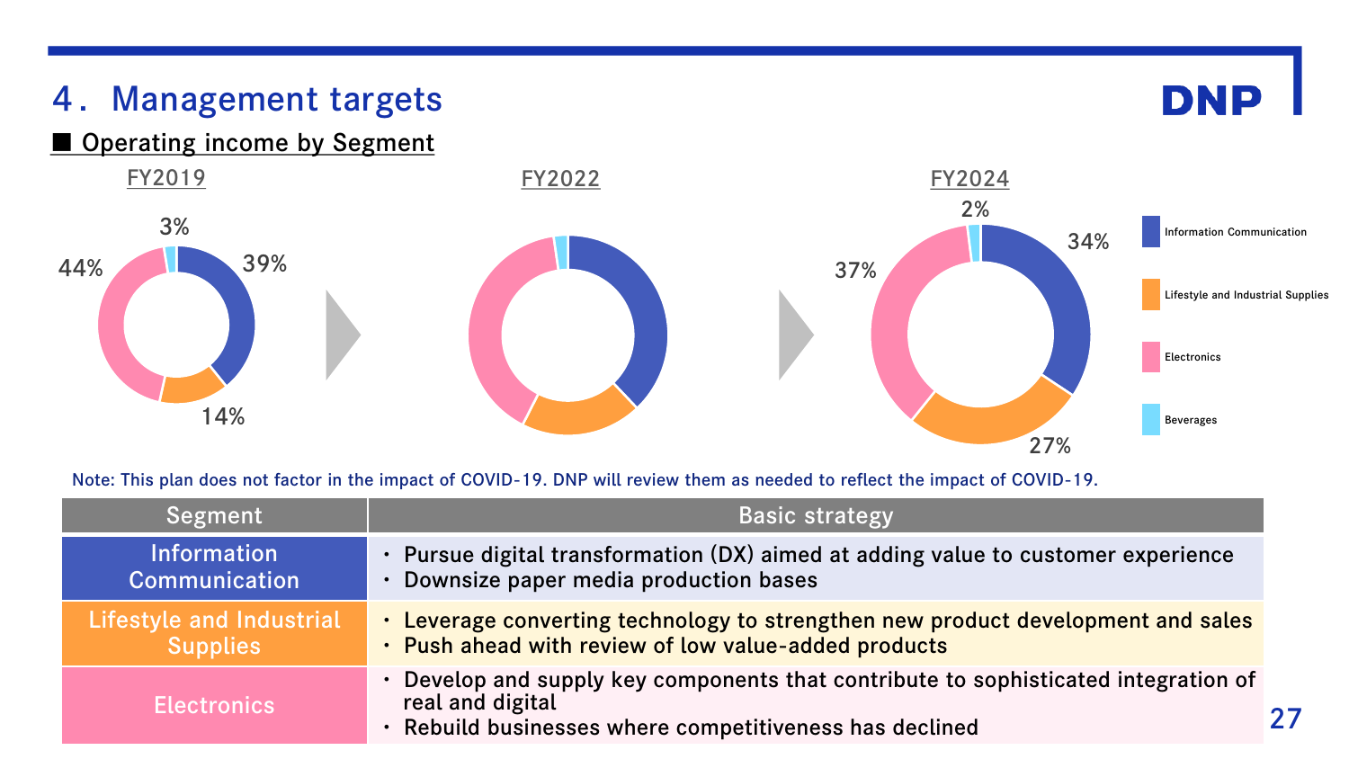# 4. Management targets

## ■ Operating income by Segment

**FY2019**

- Information Communication: 39%
- Lifestyle and Industrial Supplies: 14%
- Electronics: 44%
- Beverages: 3%

**FY2022**

**FY2024**

- Information Communication: 34%
- Lifestyle and Industrial Supplies: 27%
- Electronics: 37%
- Beverages: 2%

Legend: Information Communication / Lifestyle and Industrial Supplies / Electronics / Beverages

Note: This plan does not factor in the impact of COVID-19. DNP will review them as needed to reflect the impact of COVID-19.

| Segment | Basic strategy |
|---|---|
| Information Communication | ・Pursue digital transformation (DX) aimed at adding value to customer experience<br>・Downsize paper media production bases |
| Lifestyle and Industrial Supplies | ・Leverage converting technology to strengthen new product development and sales<br>・Push ahead with review of low value-added products |
| Electronics | ・Develop and supply key components that contribute to sophisticated integration of real and digital<br>・Rebuild businesses where competitiveness has declined |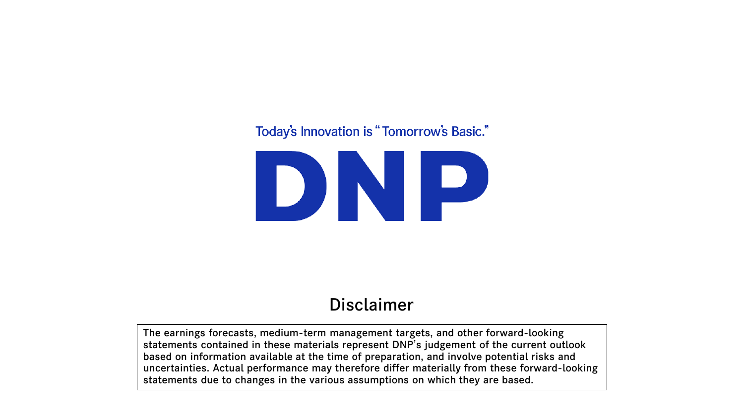Today's Innovation is "Tomorrow's Basic."

DNP

## Disclaimer

The earnings forecasts, medium-term management targets, and other forward-looking statements contained in these materials represent DNP's judgement of the current outlook based on information available at the time of preparation, and involve potential risks and uncertainties. Actual performance may therefore differ materially from these forward-looking statements due to changes in the various assumptions on which they are based.